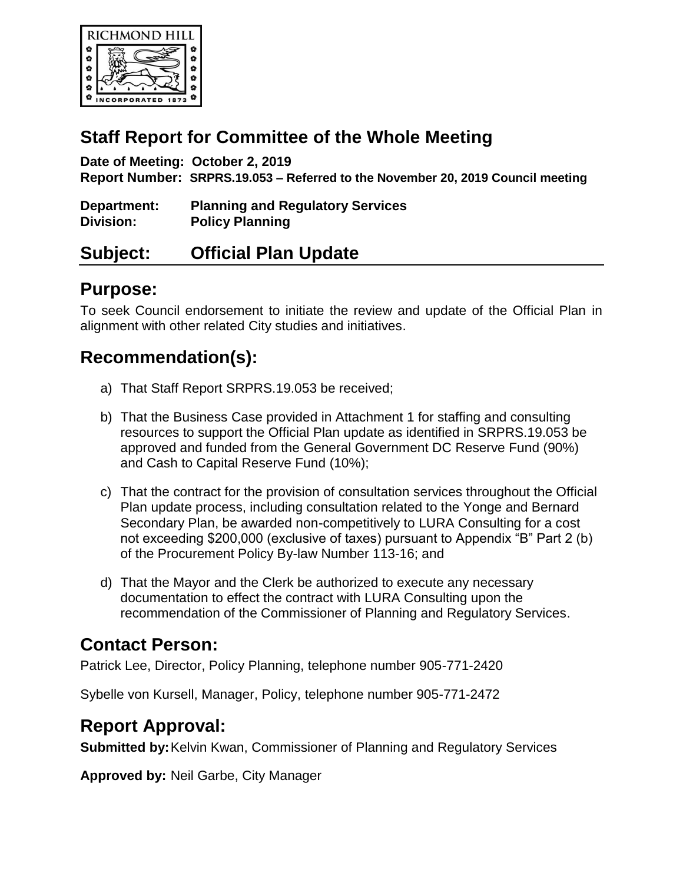# Staff Report for Committee of the Whole Meeting

**Date of Meeting: October 2, 2019**
**Report Number: SRPRS.19.053 – Referred to the November 20, 2019 Council meeting**

**Department: Planning and Regulatory Services**
**Division: Policy Planning**

## Subject: Official Plan Update

## Purpose:

To seek Council endorsement to initiate the review and update of the Official Plan in alignment with other related City studies and initiatives.

## Recommendation(s):

a) That Staff Report SRPRS.19.053 be received;

b) That the Business Case provided in Attachment 1 for staffing and consulting resources to support the Official Plan update as identified in SRPRS.19.053 be approved and funded from the General Government DC Reserve Fund (90%) and Cash to Capital Reserve Fund (10%);

c) That the contract for the provision of consultation services throughout the Official Plan update process, including consultation related to the Yonge and Bernard Secondary Plan, be awarded non-competitively to LURA Consulting for a cost not exceeding $200,000 (exclusive of taxes) pursuant to Appendix "B" Part 2 (b) of the Procurement Policy By-law Number 113-16; and

d) That the Mayor and the Clerk be authorized to execute any necessary documentation to effect the contract with LURA Consulting upon the recommendation of the Commissioner of Planning and Regulatory Services.

## Contact Person:

Patrick Lee, Director, Policy Planning, telephone number 905-771-2420

Sybelle von Kursell, Manager, Policy, telephone number 905-771-2472

## Report Approval:

**Submitted by:** Kelvin Kwan, Commissioner of Planning and Regulatory Services

**Approved by:** Neil Garbe, City Manager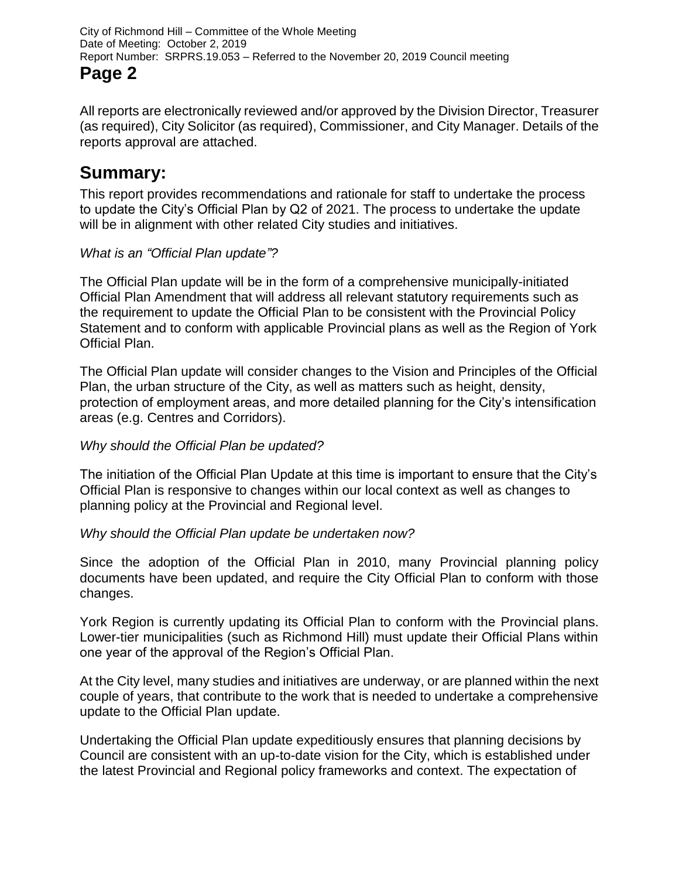All reports are electronically reviewed and/or approved by the Division Director, Treasurer (as required), City Solicitor (as required), Commissioner, and City Manager. Details of the reports approval are attached.

## Summary:

This report provides recommendations and rationale for staff to undertake the process to update the City's Official Plan by Q2 of 2021. The process to undertake the update will be in alignment with other related City studies and initiatives.

*What is an "Official Plan update"?*

The Official Plan update will be in the form of a comprehensive municipally-initiated Official Plan Amendment that will address all relevant statutory requirements such as the requirement to update the Official Plan to be consistent with the Provincial Policy Statement and to conform with applicable Provincial plans as well as the Region of York Official Plan.

The Official Plan update will consider changes to the Vision and Principles of the Official Plan, the urban structure of the City, as well as matters such as height, density, protection of employment areas, and more detailed planning for the City's intensification areas (e.g. Centres and Corridors).

*Why should the Official Plan be updated?*

The initiation of the Official Plan Update at this time is important to ensure that the City's Official Plan is responsive to changes within our local context as well as changes to planning policy at the Provincial and Regional level.

*Why should the Official Plan update be undertaken now?*

Since the adoption of the Official Plan in 2010, many Provincial planning policy documents have been updated, and require the City Official Plan to conform with those changes.

York Region is currently updating its Official Plan to conform with the Provincial plans. Lower-tier municipalities (such as Richmond Hill) must update their Official Plans within one year of the approval of the Region's Official Plan.

At the City level, many studies and initiatives are underway, or are planned within the next couple of years, that contribute to the work that is needed to undertake a comprehensive update to the Official Plan update.

Undertaking the Official Plan update expeditiously ensures that planning decisions by Council are consistent with an up-to-date vision for the City, which is established under the latest Provincial and Regional policy frameworks and context. The expectation of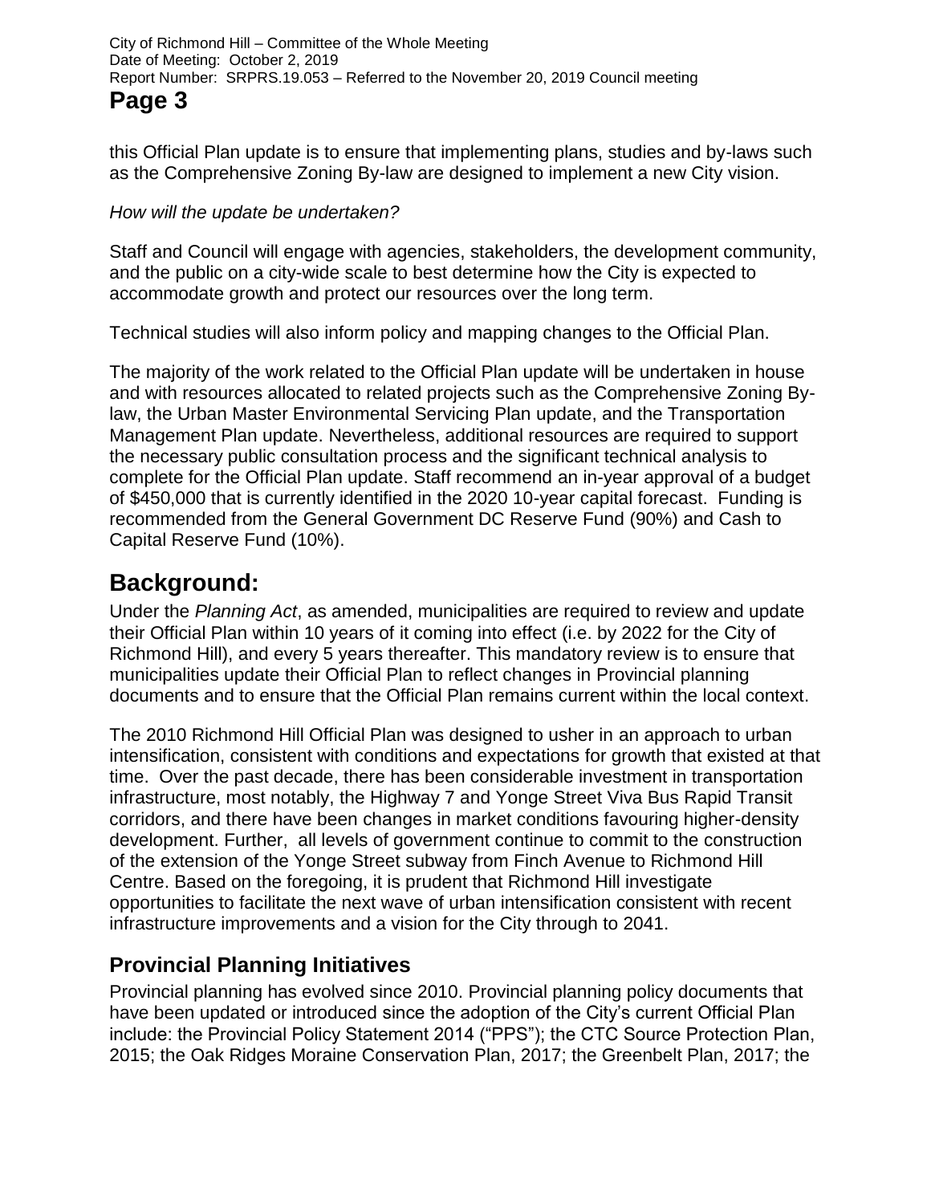this Official Plan update is to ensure that implementing plans, studies and by-laws such as the Comprehensive Zoning By-law are designed to implement a new City vision.

*How will the update be undertaken?*

Staff and Council will engage with agencies, stakeholders, the development community, and the public on a city-wide scale to best determine how the City is expected to accommodate growth and protect our resources over the long term.

Technical studies will also inform policy and mapping changes to the Official Plan.

The majority of the work related to the Official Plan update will be undertaken in house and with resources allocated to related projects such as the Comprehensive Zoning By-law, the Urban Master Environmental Servicing Plan update, and the Transportation Management Plan update. Nevertheless, additional resources are required to support the necessary public consultation process and the significant technical analysis to complete for the Official Plan update. Staff recommend an in-year approval of a budget of $450,000 that is currently identified in the 2020 10-year capital forecast. Funding is recommended from the General Government DC Reserve Fund (90%) and Cash to Capital Reserve Fund (10%).

# Background:

Under the *Planning Act*, as amended, municipalities are required to review and update their Official Plan within 10 years of it coming into effect (i.e. by 2022 for the City of Richmond Hill), and every 5 years thereafter. This mandatory review is to ensure that municipalities update their Official Plan to reflect changes in Provincial planning documents and to ensure that the Official Plan remains current within the local context.

The 2010 Richmond Hill Official Plan was designed to usher in an approach to urban intensification, consistent with conditions and expectations for growth that existed at that time. Over the past decade, there has been considerable investment in transportation infrastructure, most notably, the Highway 7 and Yonge Street Viva Bus Rapid Transit corridors, and there have been changes in market conditions favouring higher-density development. Further, all levels of government continue to commit to the construction of the extension of the Yonge Street subway from Finch Avenue to Richmond Hill Centre. Based on the foregoing, it is prudent that Richmond Hill investigate opportunities to facilitate the next wave of urban intensification consistent with recent infrastructure improvements and a vision for the City through to 2041.

## Provincial Planning Initiatives

Provincial planning has evolved since 2010. Provincial planning policy documents that have been updated or introduced since the adoption of the City's current Official Plan include: the Provincial Policy Statement 2014 ("PPS"); the CTC Source Protection Plan, 2015; the Oak Ridges Moraine Conservation Plan, 2017; the Greenbelt Plan, 2017; the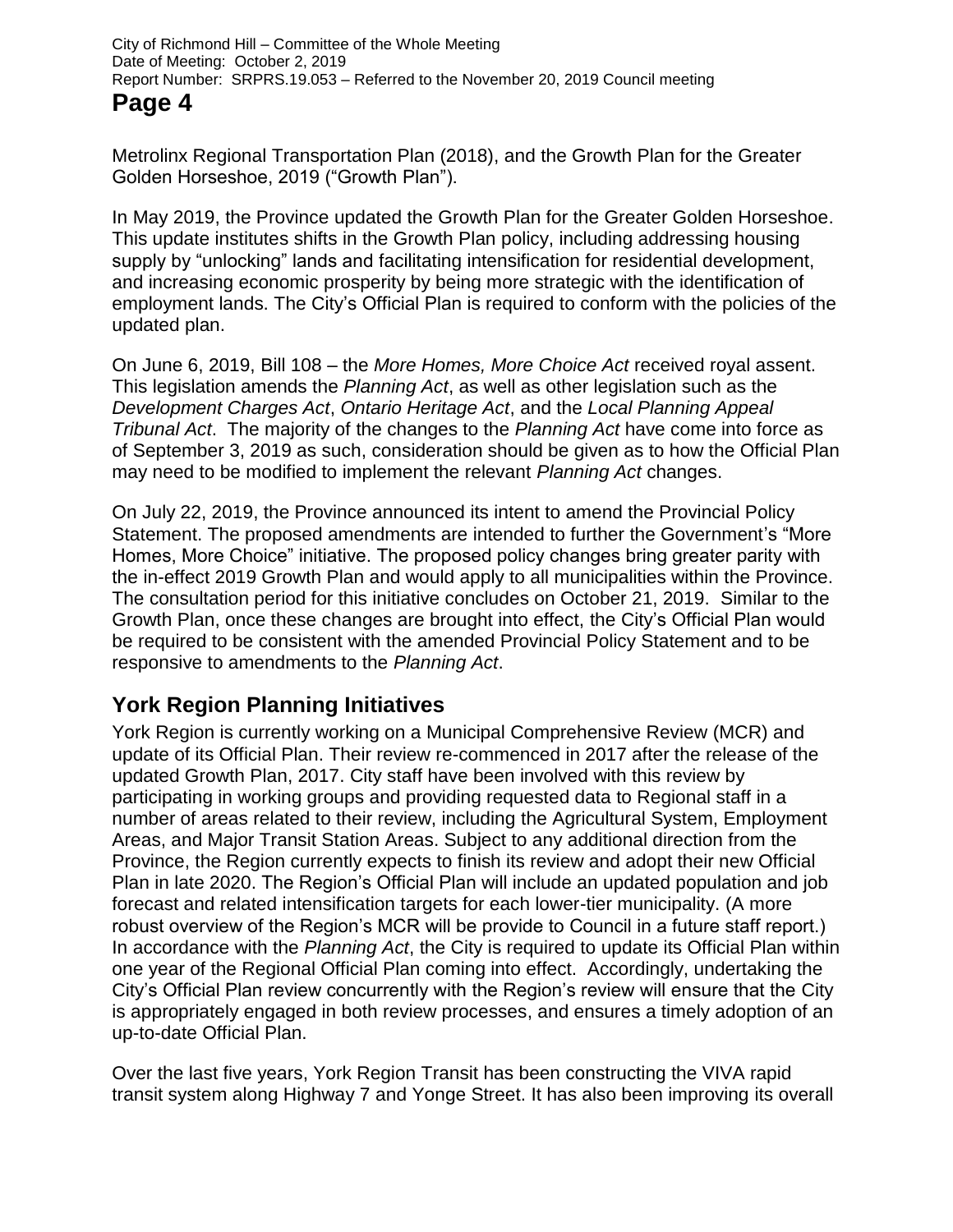Metrolinx Regional Transportation Plan (2018), and the Growth Plan for the Greater Golden Horseshoe, 2019 ("Growth Plan").

In May 2019, the Province updated the Growth Plan for the Greater Golden Horseshoe. This update institutes shifts in the Growth Plan policy, including addressing housing supply by "unlocking" lands and facilitating intensification for residential development, and increasing economic prosperity by being more strategic with the identification of employment lands. The City's Official Plan is required to conform with the policies of the updated plan.

On June 6, 2019, Bill 108 – the *More Homes, More Choice Act* received royal assent. This legislation amends the *Planning Act*, as well as other legislation such as the *Development Charges Act*, *Ontario Heritage Act*, and the *Local Planning Appeal Tribunal Act*. The majority of the changes to the *Planning Act* have come into force as of September 3, 2019 as such, consideration should be given as to how the Official Plan may need to be modified to implement the relevant *Planning Act* changes.

On July 22, 2019, the Province announced its intent to amend the Provincial Policy Statement. The proposed amendments are intended to further the Government's "More Homes, More Choice" initiative. The proposed policy changes bring greater parity with the in-effect 2019 Growth Plan and would apply to all municipalities within the Province. The consultation period for this initiative concludes on October 21, 2019. Similar to the Growth Plan, once these changes are brought into effect, the City's Official Plan would be required to be consistent with the amended Provincial Policy Statement and to be responsive to amendments to the *Planning Act*.

## York Region Planning Initiatives

York Region is currently working on a Municipal Comprehensive Review (MCR) and update of its Official Plan. Their review re-commenced in 2017 after the release of the updated Growth Plan, 2017. City staff have been involved with this review by participating in working groups and providing requested data to Regional staff in a number of areas related to their review, including the Agricultural System, Employment Areas, and Major Transit Station Areas. Subject to any additional direction from the Province, the Region currently expects to finish its review and adopt their new Official Plan in late 2020. The Region's Official Plan will include an updated population and job forecast and related intensification targets for each lower-tier municipality. (A more robust overview of the Region's MCR will be provide to Council in a future staff report.) In accordance with the *Planning Act*, the City is required to update its Official Plan within one year of the Regional Official Plan coming into effect. Accordingly, undertaking the City's Official Plan review concurrently with the Region's review will ensure that the City is appropriately engaged in both review processes, and ensures a timely adoption of an up-to-date Official Plan.

Over the last five years, York Region Transit has been constructing the VIVA rapid transit system along Highway 7 and Yonge Street. It has also been improving its overall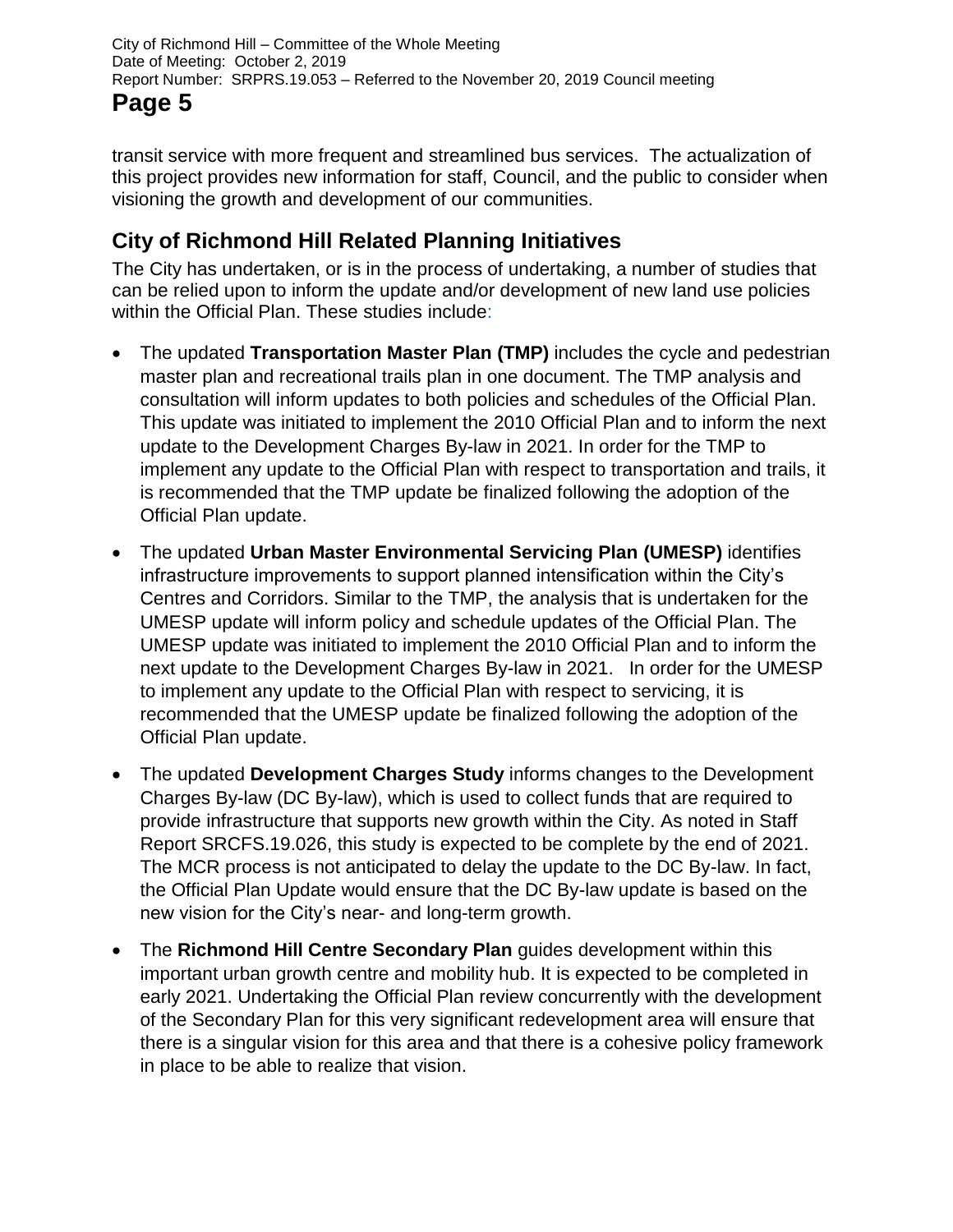transit service with more frequent and streamlined bus services. The actualization of this project provides new information for staff, Council, and the public to consider when visioning the growth and development of our communities.

## City of Richmond Hill Related Planning Initiatives

The City has undertaken, or is in the process of undertaking, a number of studies that can be relied upon to inform the update and/or development of new land use policies within the Official Plan. These studies include:

- The updated **Transportation Master Plan (TMP)** includes the cycle and pedestrian master plan and recreational trails plan in one document. The TMP analysis and consultation will inform updates to both policies and schedules of the Official Plan. This update was initiated to implement the 2010 Official Plan and to inform the next update to the Development Charges By-law in 2021. In order for the TMP to implement any update to the Official Plan with respect to transportation and trails, it is recommended that the TMP update be finalized following the adoption of the Official Plan update.
- The updated **Urban Master Environmental Servicing Plan (UMESP)** identifies infrastructure improvements to support planned intensification within the City's Centres and Corridors. Similar to the TMP, the analysis that is undertaken for the UMESP update will inform policy and schedule updates of the Official Plan. The UMESP update was initiated to implement the 2010 Official Plan and to inform the next update to the Development Charges By-law in 2021. In order for the UMESP to implement any update to the Official Plan with respect to servicing, it is recommended that the UMESP update be finalized following the adoption of the Official Plan update.
- The updated **Development Charges Study** informs changes to the Development Charges By-law (DC By-law), which is used to collect funds that are required to provide infrastructure that supports new growth within the City. As noted in Staff Report SRCFS.19.026, this study is expected to be complete by the end of 2021. The MCR process is not anticipated to delay the update to the DC By-law. In fact, the Official Plan Update would ensure that the DC By-law update is based on the new vision for the City's near- and long-term growth.
- The **Richmond Hill Centre Secondary Plan** guides development within this important urban growth centre and mobility hub. It is expected to be completed in early 2021. Undertaking the Official Plan review concurrently with the development of the Secondary Plan for this very significant redevelopment area will ensure that there is a singular vision for this area and that there is a cohesive policy framework in place to be able to realize that vision.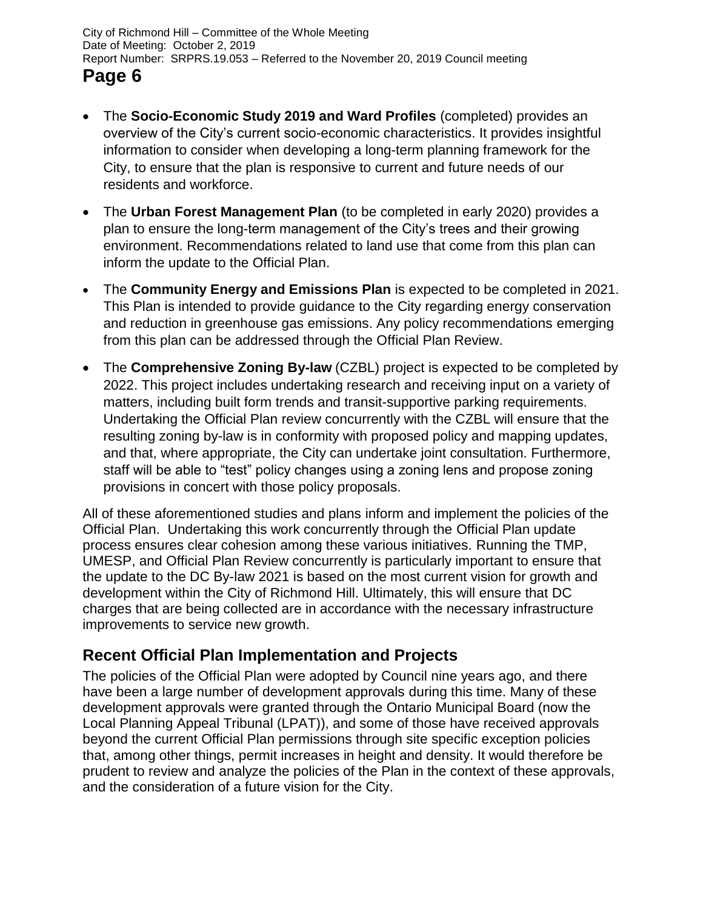- The **Socio-Economic Study 2019 and Ward Profiles** (completed) provides an overview of the City's current socio-economic characteristics. It provides insightful information to consider when developing a long-term planning framework for the City, to ensure that the plan is responsive to current and future needs of our residents and workforce.
- The **Urban Forest Management Plan** (to be completed in early 2020) provides a plan to ensure the long-term management of the City's trees and their growing environment. Recommendations related to land use that come from this plan can inform the update to the Official Plan.
- The **Community Energy and Emissions Plan** is expected to be completed in 2021. This Plan is intended to provide guidance to the City regarding energy conservation and reduction in greenhouse gas emissions. Any policy recommendations emerging from this plan can be addressed through the Official Plan Review.
- The **Comprehensive Zoning By-law** (CZBL) project is expected to be completed by 2022. This project includes undertaking research and receiving input on a variety of matters, including built form trends and transit-supportive parking requirements. Undertaking the Official Plan review concurrently with the CZBL will ensure that the resulting zoning by-law is in conformity with proposed policy and mapping updates, and that, where appropriate, the City can undertake joint consultation. Furthermore, staff will be able to "test" policy changes using a zoning lens and propose zoning provisions in concert with those policy proposals.

All of these aforementioned studies and plans inform and implement the policies of the Official Plan. Undertaking this work concurrently through the Official Plan update process ensures clear cohesion among these various initiatives. Running the TMP, UMESP, and Official Plan Review concurrently is particularly important to ensure that the update to the DC By-law 2021 is based on the most current vision for growth and development within the City of Richmond Hill. Ultimately, this will ensure that DC charges that are being collected are in accordance with the necessary infrastructure improvements to service new growth.

## Recent Official Plan Implementation and Projects

The policies of the Official Plan were adopted by Council nine years ago, and there have been a large number of development approvals during this time. Many of these development approvals were granted through the Ontario Municipal Board (now the Local Planning Appeal Tribunal (LPAT)), and some of those have received approvals beyond the current Official Plan permissions through site specific exception policies that, among other things, permit increases in height and density. It would therefore be prudent to review and analyze the policies of the Plan in the context of these approvals, and the consideration of a future vision for the City.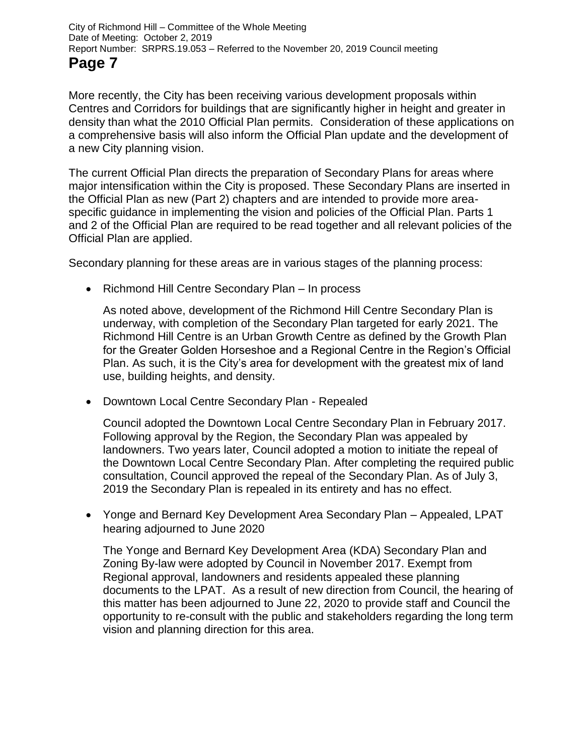More recently, the City has been receiving various development proposals within Centres and Corridors for buildings that are significantly higher in height and greater in density than what the 2010 Official Plan permits. Consideration of these applications on a comprehensive basis will also inform the Official Plan update and the development of a new City planning vision.

The current Official Plan directs the preparation of Secondary Plans for areas where major intensification within the City is proposed. These Secondary Plans are inserted in the Official Plan as new (Part 2) chapters and are intended to provide more area-specific guidance in implementing the vision and policies of the Official Plan. Parts 1 and 2 of the Official Plan are required to be read together and all relevant policies of the Official Plan are applied.

Secondary planning for these areas are in various stages of the planning process:

- Richmond Hill Centre Secondary Plan – In process

  As noted above, development of the Richmond Hill Centre Secondary Plan is underway, with completion of the Secondary Plan targeted for early 2021. The Richmond Hill Centre is an Urban Growth Centre as defined by the Growth Plan for the Greater Golden Horseshoe and a Regional Centre in the Region's Official Plan. As such, it is the City's area for development with the greatest mix of land use, building heights, and density.

- Downtown Local Centre Secondary Plan - Repealed

  Council adopted the Downtown Local Centre Secondary Plan in February 2017. Following approval by the Region, the Secondary Plan was appealed by landowners. Two years later, Council adopted a motion to initiate the repeal of the Downtown Local Centre Secondary Plan. After completing the required public consultation, Council approved the repeal of the Secondary Plan. As of July 3, 2019 the Secondary Plan is repealed in its entirety and has no effect.

- Yonge and Bernard Key Development Area Secondary Plan – Appealed, LPAT hearing adjourned to June 2020

  The Yonge and Bernard Key Development Area (KDA) Secondary Plan and Zoning By-law were adopted by Council in November 2017. Exempt from Regional approval, landowners and residents appealed these planning documents to the LPAT. As a result of new direction from Council, the hearing of this matter has been adjourned to June 22, 2020 to provide staff and Council the opportunity to re-consult with the public and stakeholders regarding the long term vision and planning direction for this area.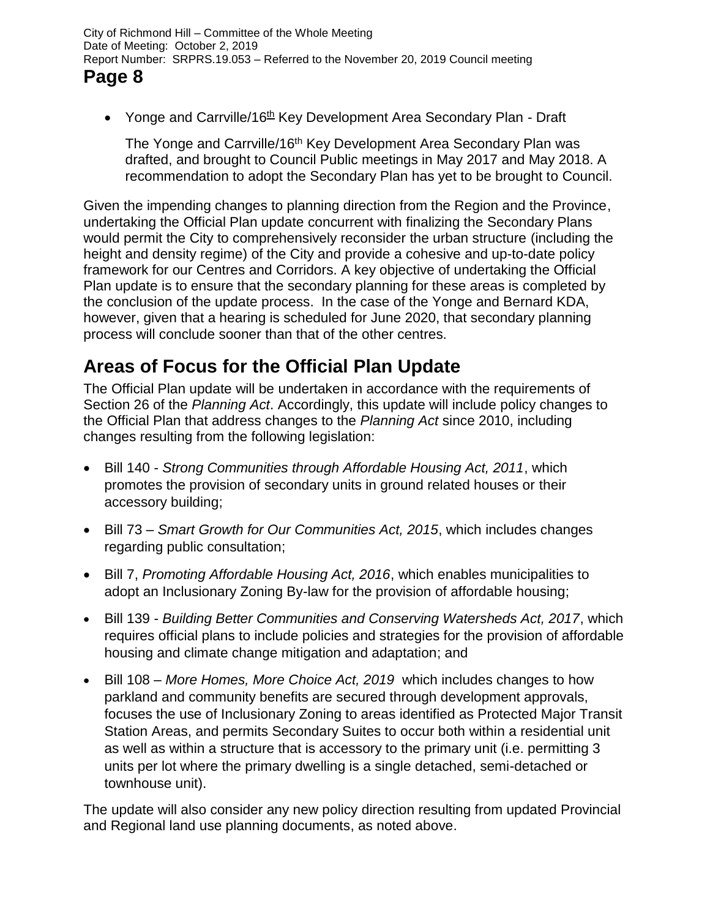- Yonge and Carrville/16th Key Development Area Secondary Plan - Draft

  The Yonge and Carrville/16th Key Development Area Secondary Plan was drafted, and brought to Council Public meetings in May 2017 and May 2018. A recommendation to adopt the Secondary Plan has yet to be brought to Council.

Given the impending changes to planning direction from the Region and the Province, undertaking the Official Plan update concurrent with finalizing the Secondary Plans would permit the City to comprehensively reconsider the urban structure (including the height and density regime) of the City and provide a cohesive and up-to-date policy framework for our Centres and Corridors. A key objective of undertaking the Official Plan update is to ensure that the secondary planning for these areas is completed by the conclusion of the update process. In the case of the Yonge and Bernard KDA, however, given that a hearing is scheduled for June 2020, that secondary planning process will conclude sooner than that of the other centres.

## Areas of Focus for the Official Plan Update

The Official Plan update will be undertaken in accordance with the requirements of Section 26 of the *Planning Act*. Accordingly, this update will include policy changes to the Official Plan that address changes to the *Planning Act* since 2010, including changes resulting from the following legislation:

- Bill 140 - *Strong Communities through Affordable Housing Act, 2011*, which promotes the provision of secondary units in ground related houses or their accessory building;
- Bill 73 – *Smart Growth for Our Communities Act, 2015*, which includes changes regarding public consultation;
- Bill 7, *Promoting Affordable Housing Act, 2016*, which enables municipalities to adopt an Inclusionary Zoning By-law for the provision of affordable housing;
- Bill 139 - *Building Better Communities and Conserving Watersheds Act, 2017*, which requires official plans to include policies and strategies for the provision of affordable housing and climate change mitigation and adaptation; and
- Bill 108 – *More Homes, More Choice Act, 2019* which includes changes to how parkland and community benefits are secured through development approvals, focuses the use of Inclusionary Zoning to areas identified as Protected Major Transit Station Areas, and permits Secondary Suites to occur both within a residential unit as well as within a structure that is accessory to the primary unit (i.e. permitting 3 units per lot where the primary dwelling is a single detached, semi-detached or townhouse unit).

The update will also consider any new policy direction resulting from updated Provincial and Regional land use planning documents, as noted above.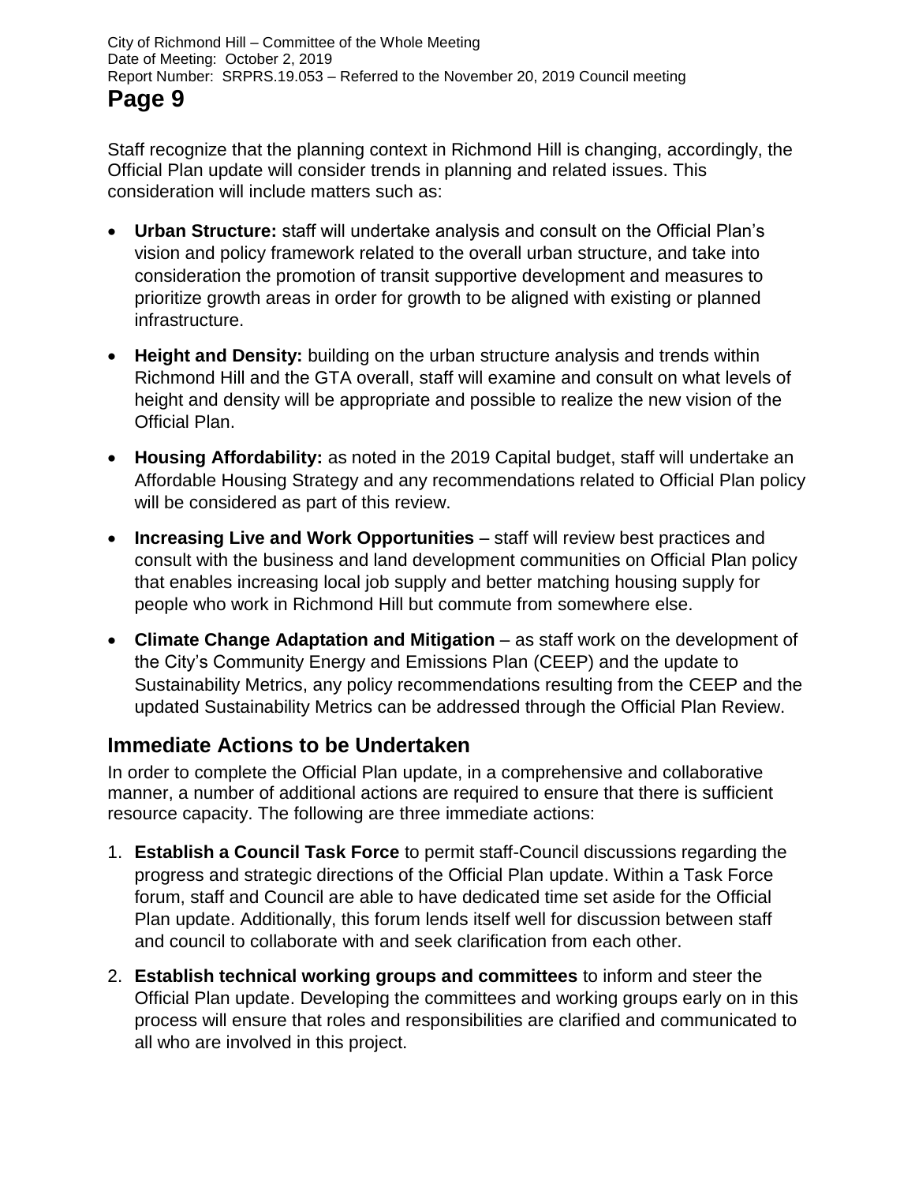Staff recognize that the planning context in Richmond Hill is changing, accordingly, the Official Plan update will consider trends in planning and related issues. This consideration will include matters such as:

- **Urban Structure:** staff will undertake analysis and consult on the Official Plan's vision and policy framework related to the overall urban structure, and take into consideration the promotion of transit supportive development and measures to prioritize growth areas in order for growth to be aligned with existing or planned infrastructure.
- **Height and Density:** building on the urban structure analysis and trends within Richmond Hill and the GTA overall, staff will examine and consult on what levels of height and density will be appropriate and possible to realize the new vision of the Official Plan.
- **Housing Affordability:** as noted in the 2019 Capital budget, staff will undertake an Affordable Housing Strategy and any recommendations related to Official Plan policy will be considered as part of this review.
- **Increasing Live and Work Opportunities** – staff will review best practices and consult with the business and land development communities on Official Plan policy that enables increasing local job supply and better matching housing supply for people who work in Richmond Hill but commute from somewhere else.
- **Climate Change Adaptation and Mitigation** – as staff work on the development of the City's Community Energy and Emissions Plan (CEEP) and the update to Sustainability Metrics, any policy recommendations resulting from the CEEP and the updated Sustainability Metrics can be addressed through the Official Plan Review.

## Immediate Actions to be Undertaken

In order to complete the Official Plan update, in a comprehensive and collaborative manner, a number of additional actions are required to ensure that there is sufficient resource capacity. The following are three immediate actions:

1. **Establish a Council Task Force** to permit staff-Council discussions regarding the progress and strategic directions of the Official Plan update. Within a Task Force forum, staff and Council are able to have dedicated time set aside for the Official Plan update. Additionally, this forum lends itself well for discussion between staff and council to collaborate with and seek clarification from each other.
2. **Establish technical working groups and committees** to inform and steer the Official Plan update. Developing the committees and working groups early on in this process will ensure that roles and responsibilities are clarified and communicated to all who are involved in this project.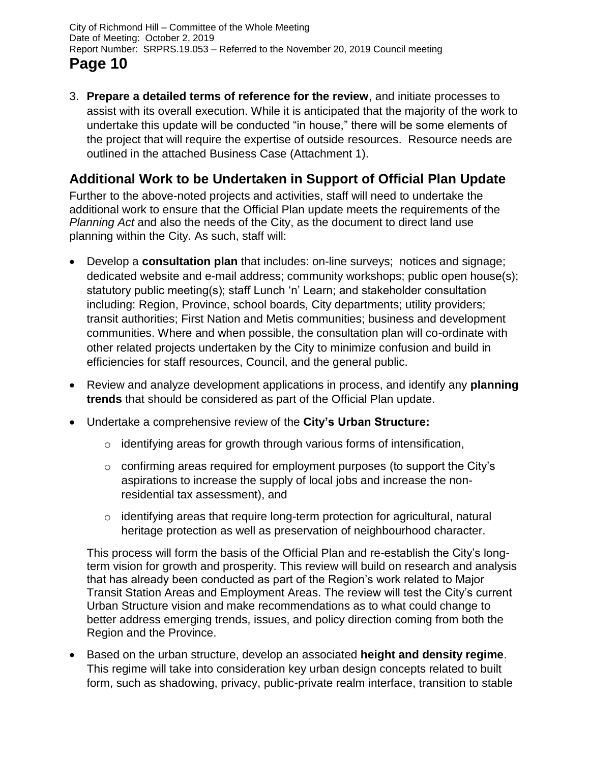3. **Prepare a detailed terms of reference for the review**, and initiate processes to assist with its overall execution. While it is anticipated that the majority of the work to undertake this update will be conducted "in house," there will be some elements of the project that will require the expertise of outside resources. Resource needs are outlined in the attached Business Case (Attachment 1).

## Additional Work to be Undertaken in Support of Official Plan Update

Further to the above-noted projects and activities, staff will need to undertake the additional work to ensure that the Official Plan update meets the requirements of the *Planning Act* and also the needs of the City, as the document to direct land use planning within the City. As such, staff will:

- Develop a **consultation plan** that includes: on-line surveys; notices and signage; dedicated website and e-mail address; community workshops; public open house(s); statutory public meeting(s); staff Lunch 'n' Learn; and stakeholder consultation including: Region, Province, school boards, City departments; utility providers; transit authorities; First Nation and Metis communities; business and development communities. Where and when possible, the consultation plan will co-ordinate with other related projects undertaken by the City to minimize confusion and build in efficiencies for staff resources, Council, and the general public.
- Review and analyze development applications in process, and identify any **planning trends** that should be considered as part of the Official Plan update.
- Undertake a comprehensive review of the **City's Urban Structure:**
  - identifying areas for growth through various forms of intensification,
  - confirming areas required for employment purposes (to support the City's aspirations to increase the supply of local jobs and increase the non-residential tax assessment), and
  - identifying areas that require long-term protection for agricultural, natural heritage protection as well as preservation of neighbourhood character.

  This process will form the basis of the Official Plan and re-establish the City's long-term vision for growth and prosperity. This review will build on research and analysis that has already been conducted as part of the Region's work related to Major Transit Station Areas and Employment Areas. The review will test the City's current Urban Structure vision and make recommendations as to what could change to better address emerging trends, issues, and policy direction coming from both the Region and the Province.
- Based on the urban structure, develop an associated **height and density regime**. This regime will take into consideration key urban design concepts related to built form, such as shadowing, privacy, public-private realm interface, transition to stable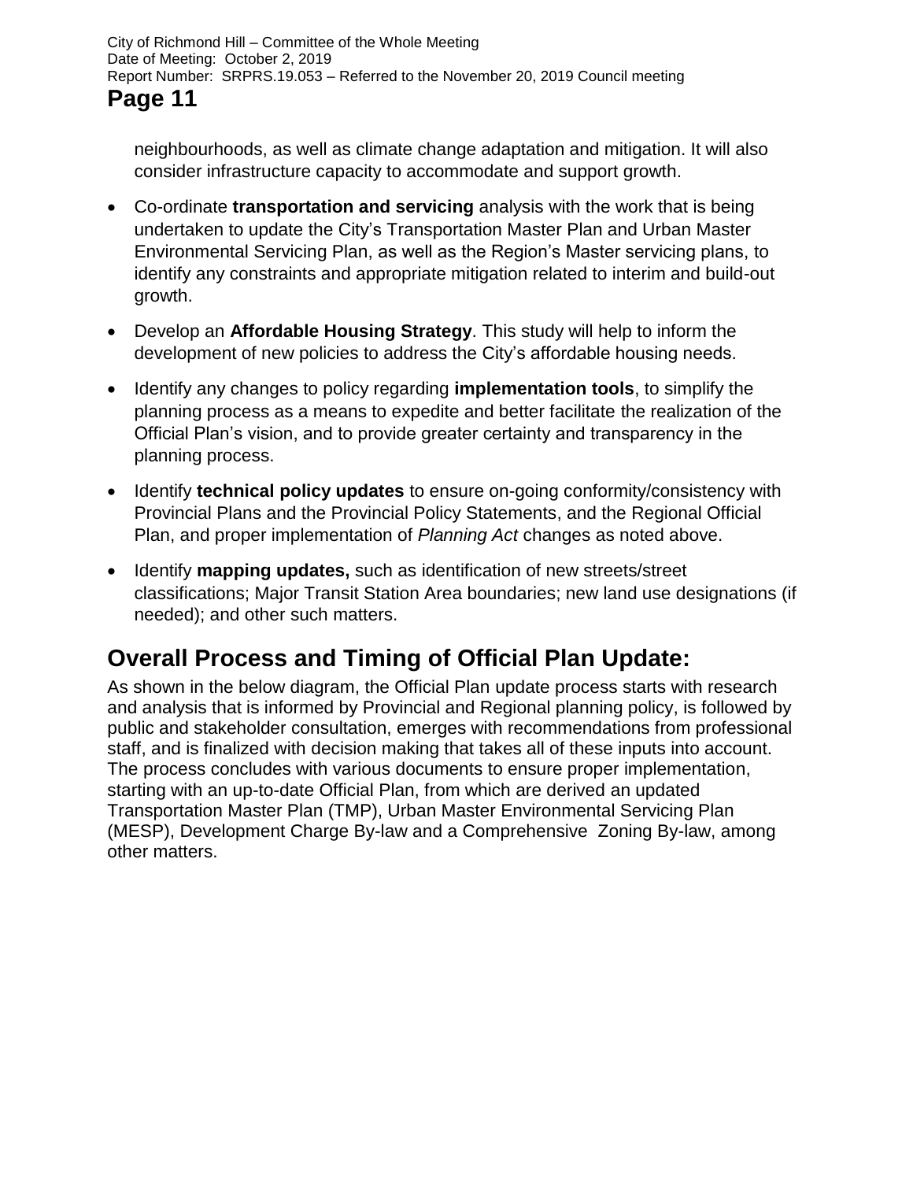neighbourhoods, as well as climate change adaptation and mitigation. It will also consider infrastructure capacity to accommodate and support growth.

- Co-ordinate **transportation and servicing** analysis with the work that is being undertaken to update the City's Transportation Master Plan and Urban Master Environmental Servicing Plan, as well as the Region's Master servicing plans, to identify any constraints and appropriate mitigation related to interim and build-out growth.
- Develop an **Affordable Housing Strategy**. This study will help to inform the development of new policies to address the City's affordable housing needs.
- Identify any changes to policy regarding **implementation tools**, to simplify the planning process as a means to expedite and better facilitate the realization of the Official Plan's vision, and to provide greater certainty and transparency in the planning process.
- Identify **technical policy updates** to ensure on-going conformity/consistency with Provincial Plans and the Provincial Policy Statements, and the Regional Official Plan, and proper implementation of *Planning Act* changes as noted above.
- Identify **mapping updates,** such as identification of new streets/street classifications; Major Transit Station Area boundaries; new land use designations (if needed); and other such matters.

## Overall Process and Timing of Official Plan Update:

As shown in the below diagram, the Official Plan update process starts with research and analysis that is informed by Provincial and Regional planning policy, is followed by public and stakeholder consultation, emerges with recommendations from professional staff, and is finalized with decision making that takes all of these inputs into account. The process concludes with various documents to ensure proper implementation, starting with an up-to-date Official Plan, from which are derived an updated Transportation Master Plan (TMP), Urban Master Environmental Servicing Plan (MESP), Development Charge By-law and a Comprehensive Zoning By-law, among other matters.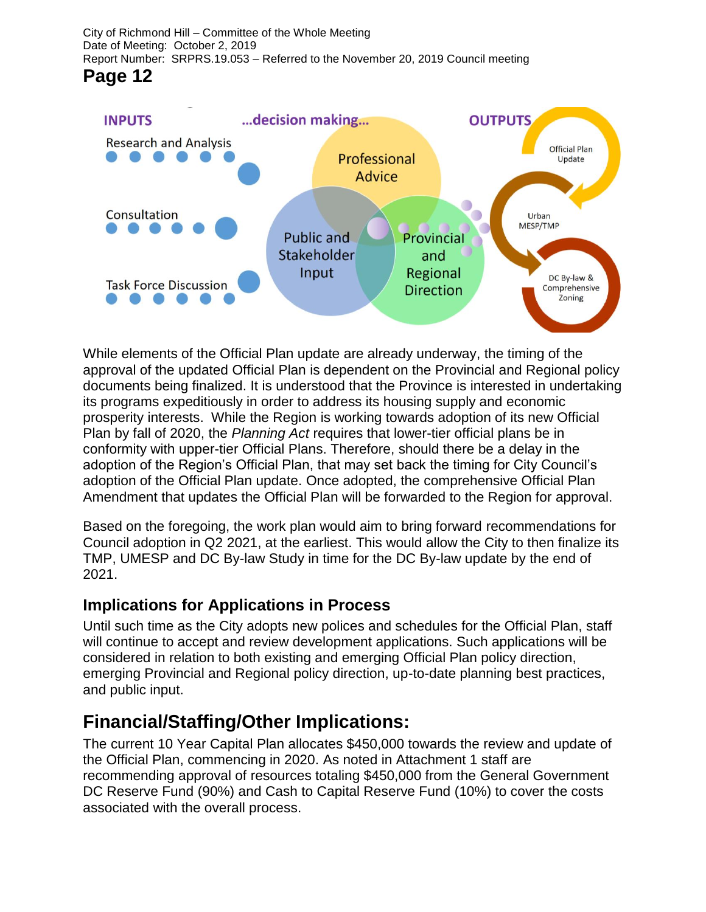INPUTS

Research and Analysis

Consultation

Task Force Discussion

...decision making...

Professional Advice

Public and Stakeholder Input

Provincial and Regional Direction

OUTPUTS

Official Plan Update

Urban MESP/TMP

DC By-law & Comprehensive Zoning

While elements of the Official Plan update are already underway, the timing of the approval of the updated Official Plan is dependent on the Provincial and Regional policy documents being finalized. It is understood that the Province is interested in undertaking its programs expeditiously in order to address its housing supply and economic prosperity interests. While the Region is working towards adoption of its new Official Plan by fall of 2020, the *Planning Act* requires that lower-tier official plans be in conformity with upper-tier Official Plans. Therefore, should there be a delay in the adoption of the Region's Official Plan, that may set back the timing for City Council's adoption of the Official Plan update. Once adopted, the comprehensive Official Plan Amendment that updates the Official Plan will be forwarded to the Region for approval.

Based on the foregoing, the work plan would aim to bring forward recommendations for Council adoption in Q2 2021, at the earliest. This would allow the City to then finalize its TMP, UMESP and DC By-law Study in time for the DC By-law update by the end of 2021.

### Implications for Applications in Process

Until such time as the City adopts new polices and schedules for the Official Plan, staff will continue to accept and review development applications. Such applications will be considered in relation to both existing and emerging Official Plan policy direction, emerging Provincial and Regional policy direction, up-to-date planning best practices, and public input.

## Financial/Staffing/Other Implications:

The current 10 Year Capital Plan allocates $450,000 towards the review and update of the Official Plan, commencing in 2020. As noted in Attachment 1 staff are recommending approval of resources totaling $450,000 from the General Government DC Reserve Fund (90%) and Cash to Capital Reserve Fund (10%) to cover the costs associated with the overall process.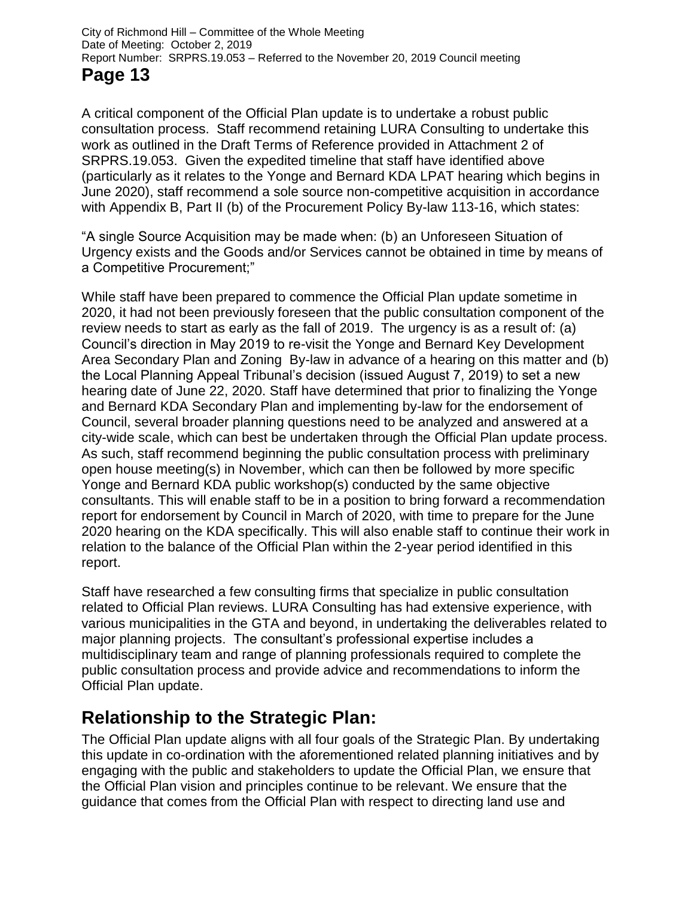A critical component of the Official Plan update is to undertake a robust public consultation process. Staff recommend retaining LURA Consulting to undertake this work as outlined in the Draft Terms of Reference provided in Attachment 2 of SRPRS.19.053. Given the expedited timeline that staff have identified above (particularly as it relates to the Yonge and Bernard KDA LPAT hearing which begins in June 2020), staff recommend a sole source non-competitive acquisition in accordance with Appendix B, Part II (b) of the Procurement Policy By-law 113-16, which states:

"A single Source Acquisition may be made when: (b) an Unforeseen Situation of Urgency exists and the Goods and/or Services cannot be obtained in time by means of a Competitive Procurement;"

While staff have been prepared to commence the Official Plan update sometime in 2020, it had not been previously foreseen that the public consultation component of the review needs to start as early as the fall of 2019. The urgency is as a result of: (a) Council's direction in May 2019 to re-visit the Yonge and Bernard Key Development Area Secondary Plan and Zoning By-law in advance of a hearing on this matter and (b) the Local Planning Appeal Tribunal's decision (issued August 7, 2019) to set a new hearing date of June 22, 2020. Staff have determined that prior to finalizing the Yonge and Bernard KDA Secondary Plan and implementing by-law for the endorsement of Council, several broader planning questions need to be analyzed and answered at a city-wide scale, which can best be undertaken through the Official Plan update process. As such, staff recommend beginning the public consultation process with preliminary open house meeting(s) in November, which can then be followed by more specific Yonge and Bernard KDA public workshop(s) conducted by the same objective consultants. This will enable staff to be in a position to bring forward a recommendation report for endorsement by Council in March of 2020, with time to prepare for the June 2020 hearing on the KDA specifically. This will also enable staff to continue their work in relation to the balance of the Official Plan within the 2-year period identified in this report.

Staff have researched a few consulting firms that specialize in public consultation related to Official Plan reviews. LURA Consulting has had extensive experience, with various municipalities in the GTA and beyond, in undertaking the deliverables related to major planning projects. The consultant's professional expertise includes a multidisciplinary team and range of planning professionals required to complete the public consultation process and provide advice and recommendations to inform the Official Plan update.

## Relationship to the Strategic Plan:

The Official Plan update aligns with all four goals of the Strategic Plan. By undertaking this update in co-ordination with the aforementioned related planning initiatives and by engaging with the public and stakeholders to update the Official Plan, we ensure that the Official Plan vision and principles continue to be relevant. We ensure that the guidance that comes from the Official Plan with respect to directing land use and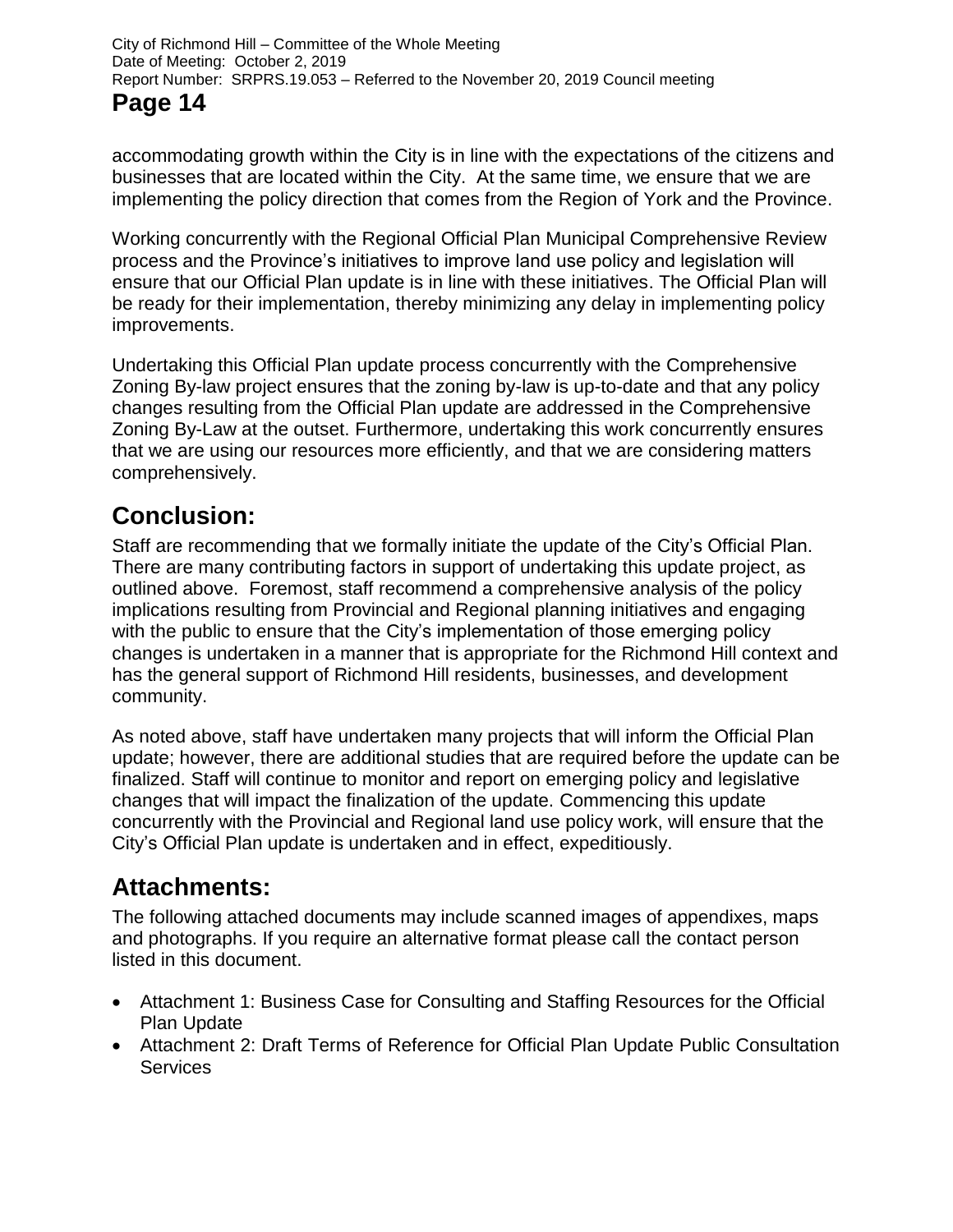accommodating growth within the City is in line with the expectations of the citizens and businesses that are located within the City. At the same time, we ensure that we are implementing the policy direction that comes from the Region of York and the Province.

Working concurrently with the Regional Official Plan Municipal Comprehensive Review process and the Province's initiatives to improve land use policy and legislation will ensure that our Official Plan update is in line with these initiatives. The Official Plan will be ready for their implementation, thereby minimizing any delay in implementing policy improvements.

Undertaking this Official Plan update process concurrently with the Comprehensive Zoning By-law project ensures that the zoning by-law is up-to-date and that any policy changes resulting from the Official Plan update are addressed in the Comprehensive Zoning By-Law at the outset. Furthermore, undertaking this work concurrently ensures that we are using our resources more efficiently, and that we are considering matters comprehensively.

## Conclusion:

Staff are recommending that we formally initiate the update of the City's Official Plan. There are many contributing factors in support of undertaking this update project, as outlined above. Foremost, staff recommend a comprehensive analysis of the policy implications resulting from Provincial and Regional planning initiatives and engaging with the public to ensure that the City's implementation of those emerging policy changes is undertaken in a manner that is appropriate for the Richmond Hill context and has the general support of Richmond Hill residents, businesses, and development community.

As noted above, staff have undertaken many projects that will inform the Official Plan update; however, there are additional studies that are required before the update can be finalized. Staff will continue to monitor and report on emerging policy and legislative changes that will impact the finalization of the update. Commencing this update concurrently with the Provincial and Regional land use policy work, will ensure that the City's Official Plan update is undertaken and in effect, expeditiously.

## Attachments:

The following attached documents may include scanned images of appendixes, maps and photographs. If you require an alternative format please call the contact person listed in this document.

- Attachment 1: Business Case for Consulting and Staffing Resources for the Official Plan Update
- Attachment 2: Draft Terms of Reference for Official Plan Update Public Consultation Services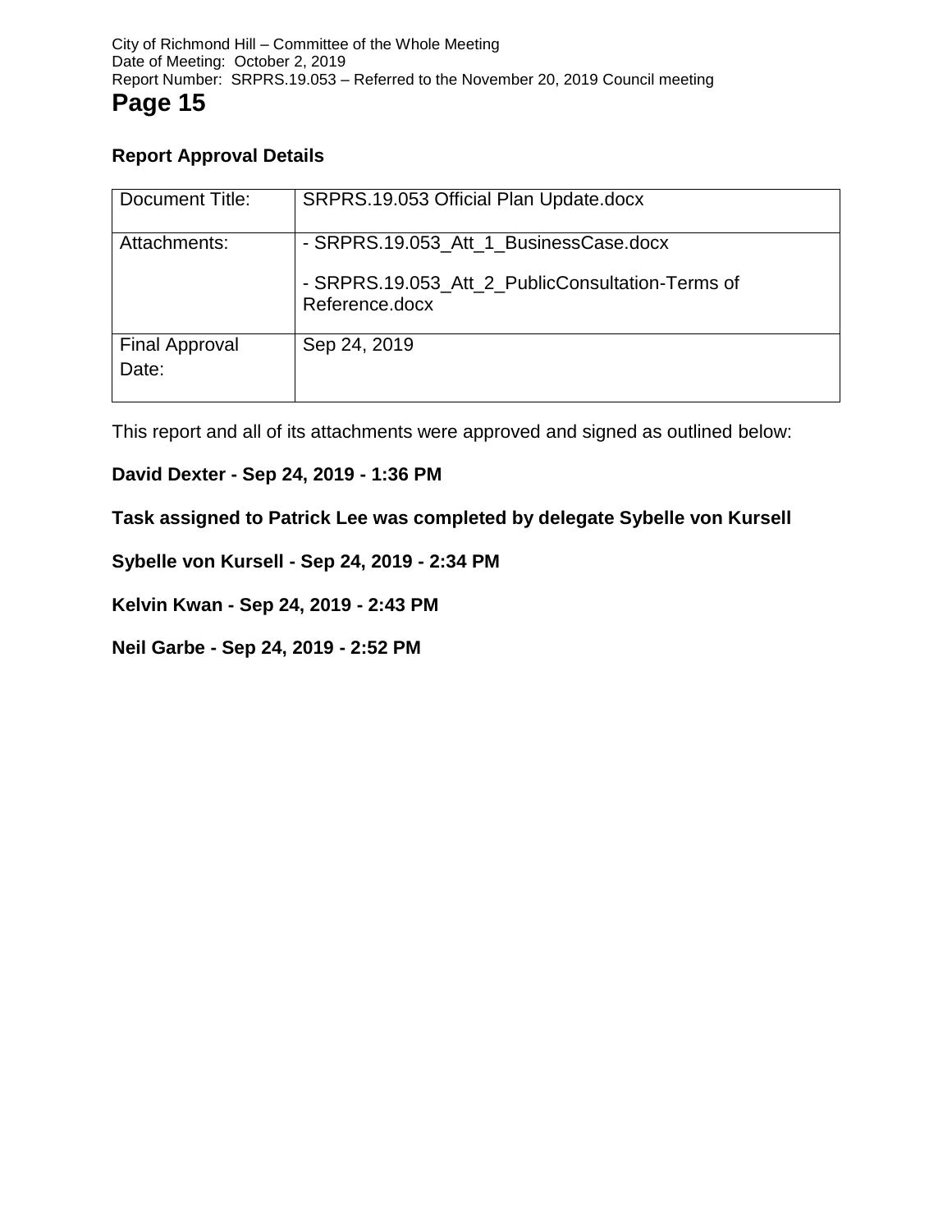**Report Approval Details**

| | |
|---|---|
| Document Title: | SRPRS.19.053 Official Plan Update.docx |
| Attachments: | - SRPRS.19.053_Att_1_BusinessCase.docx<br>- SRPRS.19.053_Att_2_PublicConsultation-Terms of Reference.docx |
| Final Approval Date: | Sep 24, 2019 |

This report and all of its attachments were approved and signed as outlined below:

**David Dexter - Sep 24, 2019 - 1:36 PM**

**Task assigned to Patrick Lee was completed by delegate Sybelle von Kursell**

**Sybelle von Kursell - Sep 24, 2019 - 2:34 PM**

**Kelvin Kwan - Sep 24, 2019 - 2:43 PM**

**Neil Garbe - Sep 24, 2019 - 2:52 PM**